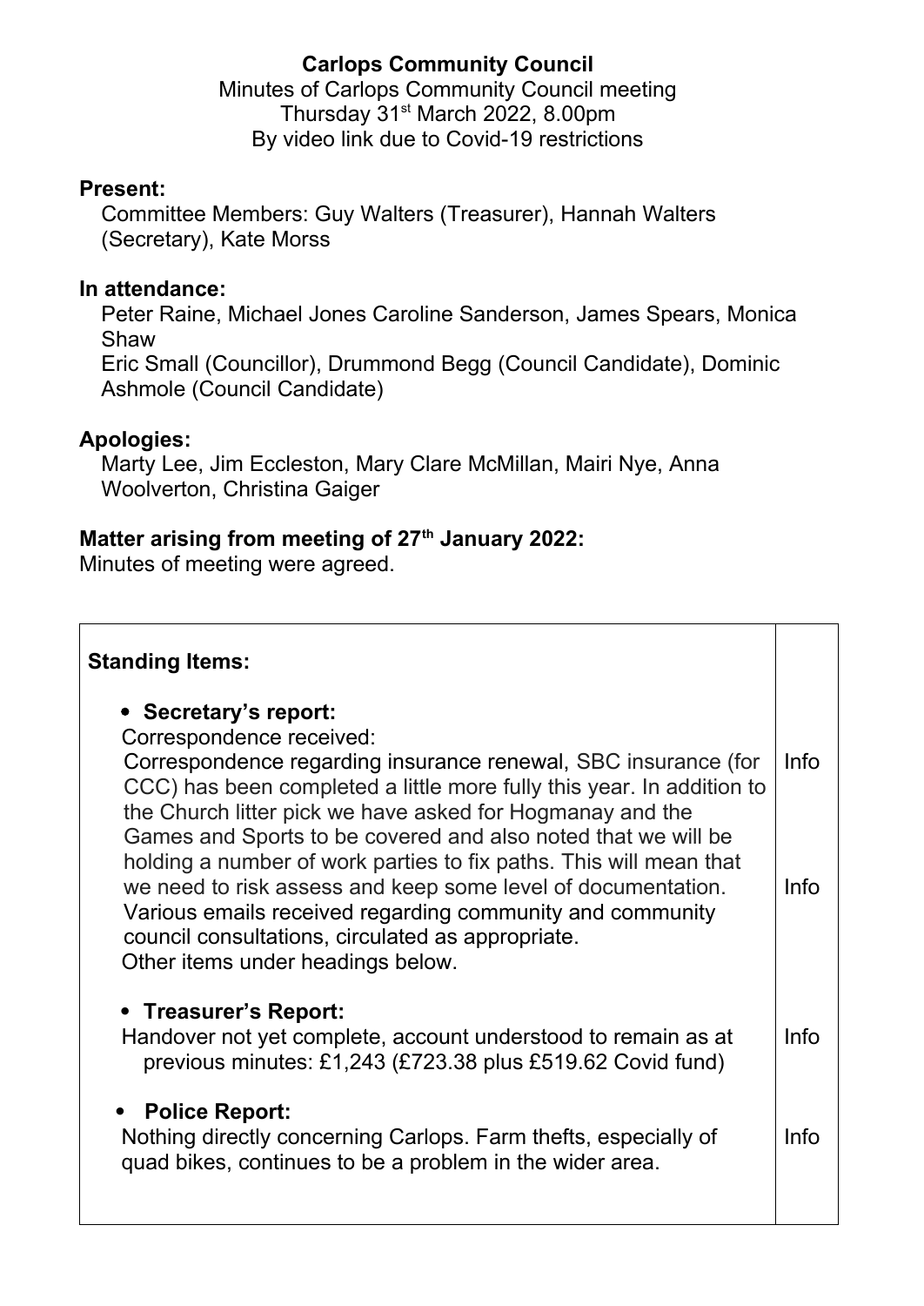# Carlops Community Council

Minutes of Carlops Community Council meeting
Thursday 31st March 2022, 8.00pm
By video link due to Covid-19 restrictions

**Present:**

Committee Members: Guy Walters (Treasurer), Hannah Walters (Secretary), Kate Morss

**In attendance:**

Peter Raine, Michael Jones Caroline Sanderson, James Spears, Monica Shaw
Eric Small (Councillor), Drummond Begg (Council Candidate), Dominic Ashmole (Council Candidate)

**Apologies:**

Marty Lee, Jim Eccleston, Mary Clare McMillan, Mairi Nye, Anna Woolverton, Christina Gaiger

**Matter arising from meeting of 27th January 2022:**

Minutes of meeting were agreed.

| **Standing Items:** | |
|---|---|
| • **Secretary's report:**<br>Correspondence received:<br>Correspondence regarding insurance renewal, SBC insurance (for CCC) has been completed a little more fully this year. In addition to the Church litter pick we have asked for Hogmanay and the Games and Sports to be covered and also noted that we will be holding a number of work parties to fix paths. This will mean that we need to risk assess and keep some level of documentation. | Info |
| Various emails received regarding community and community council consultations, circulated as appropriate.<br>Other items under headings below. | Info |
| • **Treasurer's Report:**<br>Handover not yet complete, account understood to remain as at previous minutes: £1,243 (£723.38 plus £519.62 Covid fund) | Info |
| • **Police Report:**<br>Nothing directly concerning Carlops. Farm thefts, especially of quad bikes, continues to be a problem in the wider area. | Info |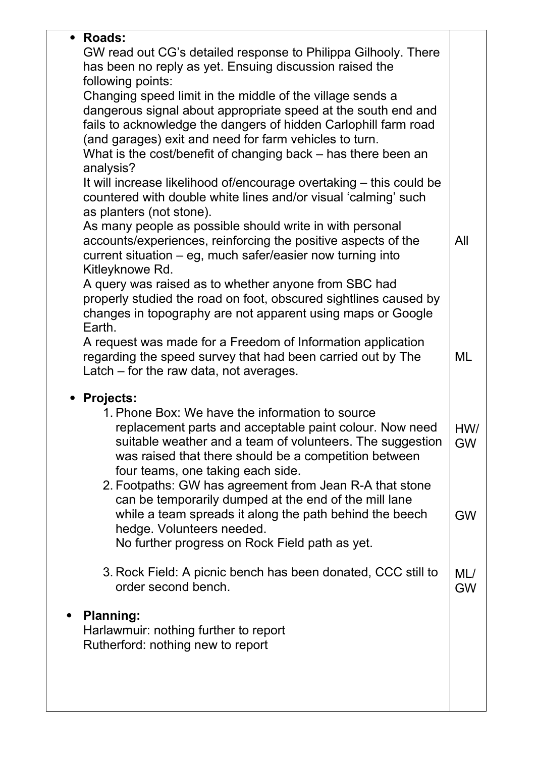| | |
|---|---|
| • **Roads:**<br>GW read out CG's detailed response to Philippa Gilhooly. There has been no reply as yet. Ensuing discussion raised the following points:<br>Changing speed limit in the middle of the village sends a dangerous signal about appropriate speed at the south end and fails to acknowledge the dangers of hidden Carlophill farm road (and garages) exit and need for farm vehicles to turn.<br>What is the cost/benefit of changing back – has there been an analysis?<br>It will increase likelihood of/encourage overtaking – this could be countered with double white lines and/or visual 'calming' such as planters (not stone).<br>As many people as possible should write in with personal accounts/experiences, reinforcing the positive aspects of the current situation – eg, much safer/easier now turning into Kitleyknowe Rd. | All |
| A query was raised as to whether anyone from SBC had properly studied the road on foot, obscured sightlines caused by changes in topography are not apparent using maps or Google Earth.<br>A request was made for a Freedom of Information application regarding the speed survey that had been carried out by The Latch – for the raw data, not averages. | ML |
| • **Projects:**<br>1. Phone Box: We have the information to source replacement parts and acceptable paint colour. Now need suitable weather and a team of volunteers. The suggestion was raised that there should be a competition between four teams, one taking each side. | HW/ GW |
| 2. Footpaths: GW has agreement from Jean R-A that stone can be temporarily dumped at the end of the mill lane while a team spreads it along the path behind the beech hedge. Volunteers needed.<br>No further progress on Rock Field path as yet. | GW |
| 3. Rock Field: A picnic bench has been donated, CCC still to order second bench. | ML/ GW |
| • **Planning:**<br>Harlawmuir: nothing further to report<br>Rutherford: nothing new to report | |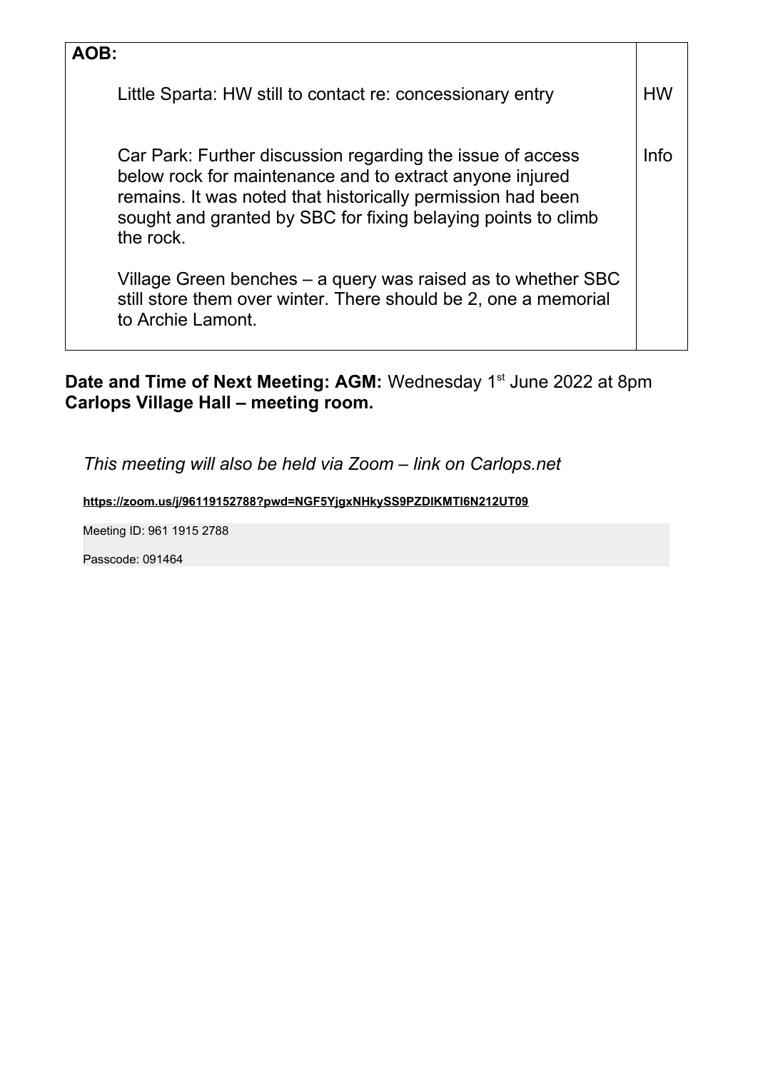| AOB: | |
|---|---|
| Little Sparta: HW still to contact re: concessionary entry | HW |
| Car Park: Further discussion regarding the issue of access below rock for maintenance and to extract anyone injured remains. It was noted that historically permission had been sought and granted by SBC for fixing belaying points to climb the rock.<br><br>Village Green benches – a query was raised as to whether SBC still store them over winter. There should be 2, one a memorial to Archie Lamont. | Info |

**Date and Time of Next Meeting: AGM:** Wednesday 1st June 2022 at 8pm **Carlops Village Hall – meeting room.**

*This meeting will also be held via Zoom – link on Carlops.net*

**https://zoom.us/j/96119152788?pwd=NGF5YjgxNHkySS9PZDlKMTl6N212UT09**

Meeting ID: 961 1915 2788

Passcode: 091464